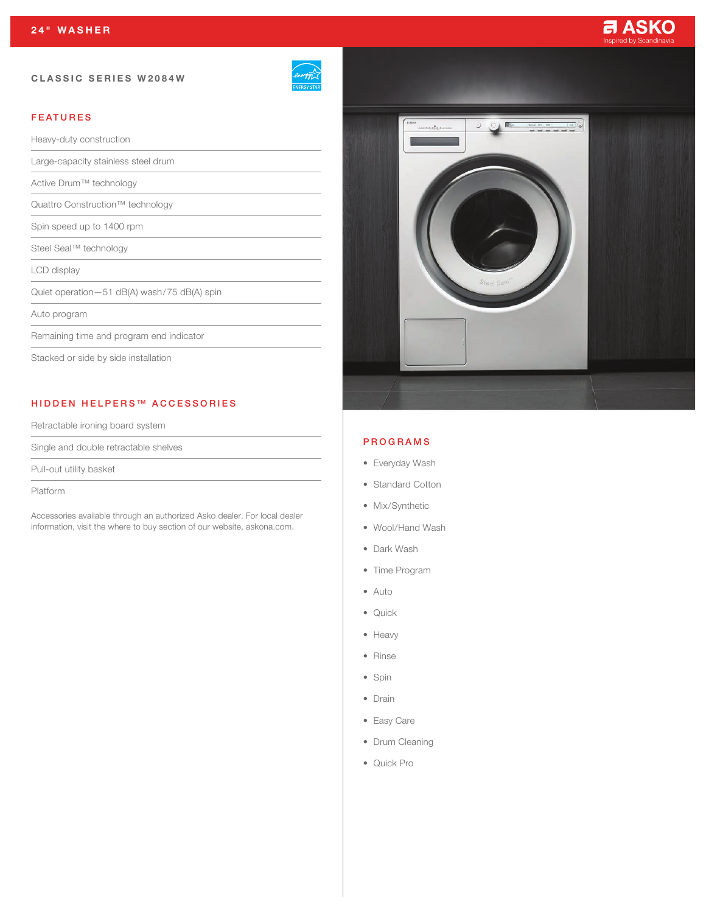# 24" WASHER

ASKO
Inspired by Scandinavia

## CLASSIC SERIES W2084W

### FEATURES

- Heavy-duty construction
- Large-capacity stainless steel drum
- Active Drum™ technology
- Quattro Construction™ technology
- Spin speed up to 1400 rpm
- Steel Seal™ technology
- LCD display
- Quiet operation—51 dB(A) wash/75 dB(A) spin
- Auto program
- Remaining time and program end indicator
- Stacked or side by side installation

### HIDDEN HELPERS™ ACCESSORIES

- Retractable ironing board system
- Single and double retractable shelves
- Pull-out utility basket
- Platform

Accessories available through an authorized Asko dealer. For local dealer information, visit the where to buy section of our website, askona.com.

### PROGRAMS

- Everyday Wash
- Standard Cotton
- Mix/Synthetic
- Wool/Hand Wash
- Dark Wash
- Time Program
- Auto
- Quick
- Heavy
- Rinse
- Spin
- Drain
- Easy Care
- Drum Cleaning
- Quick Pro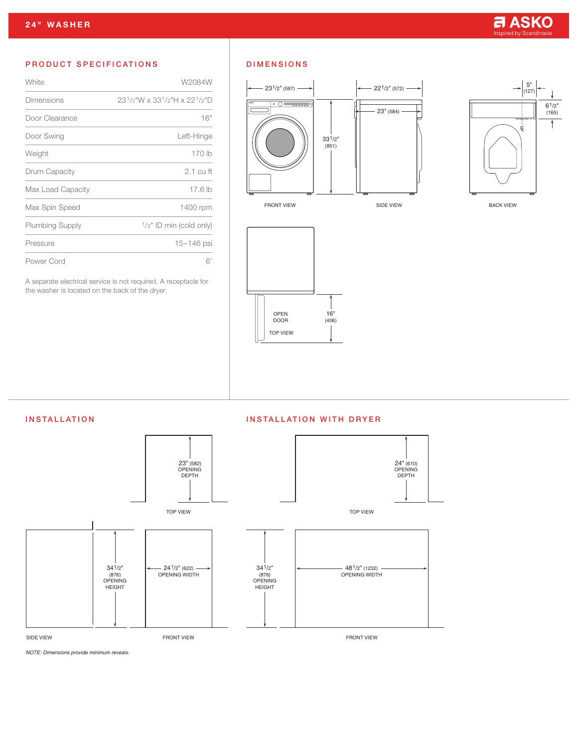24" WASHER

## PRODUCT SPECIFICATIONS

| | |
|---|---|
| White | W2084W |
| Dimensions | 23 1/2"W x 33 1/2"H x 22 1/2"D |
| Door Clearance | 16" |
| Door Swing | Left-Hinge |
| Weight | 170 lb |
| Drum Capacity | 2.1 cu ft |
| Max Load Capacity | 17.6 lb |
| Max Spin Speed | 1400 rpm |
| Plumbing Supply | 1/2" ID min (cold only) |
| Pressure | 15–146 psi |
| Power Cord | 6' |

A separate electrical service is not required. A receptacle for the washer is located on the back of the dryer.

## DIMENSIONS

23 1/2" (597)

33 1/2" (851)

FRONT VIEW

22 1/2" (572)

23" (584)

SIDE VIEW

5" (127)

6 1/2" (165)

BACK VIEW

OPEN DOOR

16" (406)

TOP VIEW

## INSTALLATION

23" (582) OPENING DEPTH

TOP VIEW

34 1/2" (876) OPENING HEIGHT

SIDE VIEW

24 1/2" (622) OPENING WIDTH

FRONT VIEW

## INSTALLATION WITH DRYER

24" (610) OPENING DEPTH

TOP VIEW

34 1/2" (876) OPENING HEIGHT

48 1/2" (1232) OPENING WIDTH

FRONT VIEW

*NOTE: Dimensions provide minimum reveals.*